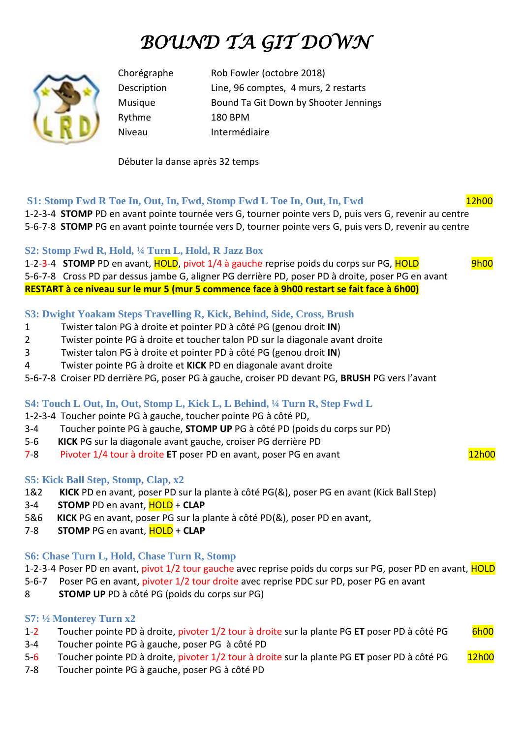# BOUND TA GIT DOWN

| | |
|---|---|
| Chorégraphe | Rob Fowler (octobre 2018) |
| Description | Line, 96 comptes, 4 murs, 2 restarts |
| Musique | Bound Ta Git Down by Shooter Jennings |
| Rythme | 180 BPM |
| Niveau | Intermédiaire |

Débuter la danse après 32 temps

### S1: Stomp Fwd R Toe In, Out, In, Fwd, Stomp Fwd L Toe In, Out, In, Fwd — 12h00

1-2-3-4 **STOMP** PD en avant pointe tournée vers G, tourner pointe vers D, puis vers G, revenir au centre
5-6-7-8 **STOMP** PG en avant pointe tournée vers D, tourner pointe vers G, puis vers D, revenir au centre

### S2: Stomp Fwd R, Hold, ¼ Turn L, Hold, R Jazz Box

1-2-3-4 **STOMP** PD en avant, HOLD, pivot 1/4 à gauche reprise poids du corps sur PG, HOLD — 9h00
5-6-7-8 Cross PD par dessus jambe G, aligner PG derrière PD, poser PD à droite, poser PG en avant
**RESTART à ce niveau sur le mur 5 (mur 5 commence face à 9h00 restart se fait face à 6h00)**

### S3: Dwight Yoakam Steps Travelling R, Kick, Behind, Side, Cross, Brush

1 Twister talon PG à droite et pointer PD à côté PG (genou droit **IN**)
2 Twister pointe PG à droite et toucher talon PD sur la diagonale avant droite
3 Twister talon PG à droite et pointer PD à côté PG (genou droit **IN**)
4 Twister pointe PG à droite et **KICK** PD en diagonale avant droite
5-6-7-8 Croiser PD derrière PG, poser PG à gauche, croiser PD devant PG, **BRUSH** PG vers l'avant

### S4: Touch L Out, In, Out, Stomp L, Kick L, L Behind, ¼ Turn R, Step Fwd L

1-2-3-4 Toucher pointe PG à gauche, toucher pointe PG à côté PD,
3-4 Toucher pointe PG à gauche, **STOMP UP** PG à côté PD (poids du corps sur PD)
5-6 **KICK** PG sur la diagonale avant gauche, croiser PG derrière PD
7-8 Pivoter 1/4 tour à droite **ET** poser PD en avant, poser PG en avant — 12h00

### S5: Kick Ball Step, Stomp, Clap, x2

1&2 **KICK** PD en avant, poser PD sur la plante à côté PG(&), poser PG en avant (Kick Ball Step)
3-4 **STOMP** PD en avant, HOLD + **CLAP**
5&6 **KICK** PG en avant, poser PG sur la plante à côté PD(&), poser PD en avant,
7-8 **STOMP** PG en avant, HOLD + **CLAP**

### S6: Chase Turn L, Hold, Chase Turn R, Stomp

1-2-3-4 Poser PD en avant, pivot 1/2 tour gauche avec reprise poids du corps sur PG, poser PD en avant, HOLD
5-6-7 Poser PG en avant, pivoter 1/2 tour droite avec reprise PDC sur PD, poser PG en avant
8 **STOMP UP** PD à côté PG (poids du corps sur PG)

### S7: ½ Monterey Turn x2

1-2 Toucher pointe PD à droite, pivoter 1/2 tour à droite sur la plante PG **ET** poser PD à côté PG — 6h00
3-4 Toucher pointe PG à gauche, poser PG à côté PD
5-6 Toucher pointe PD à droite, pivoter 1/2 tour à droite sur la plante PG **ET** poser PD à côté PG — 12h00
7-8 Toucher pointe PG à gauche, poser PG à côté PD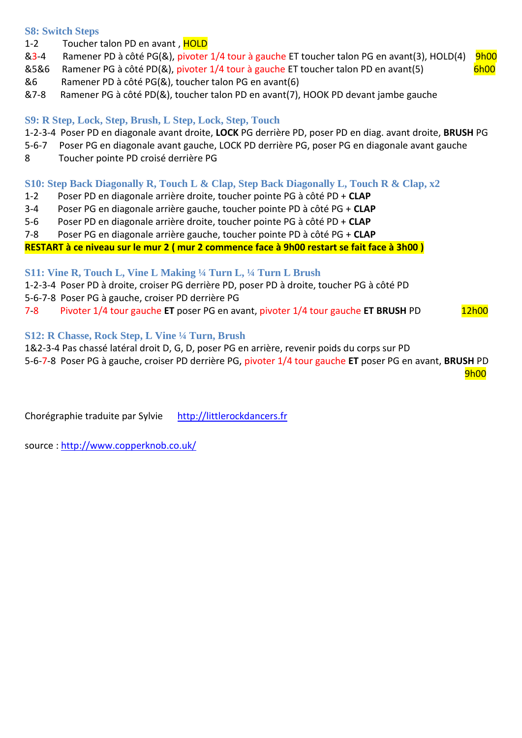### S8: Switch Steps

1-2 Toucher talon PD en avant , HOLD

&3-4 Ramener PD à côté PG(&), pivoter 1/4 tour à gauche ET toucher talon PG en avant(3), HOLD(4) 9h00

&5&6 Ramener PG à côté PD(&), pivoter 1/4 tour à gauche ET toucher talon PD en avant(5) 6h00

&6 Ramener PD à côté PG(&), toucher talon PG en avant(6)

&7-8 Ramener PG à côté PD(&), toucher talon PD en avant(7), HOOK PD devant jambe gauche

### S9: R Step, Lock, Step, Brush, L Step, Lock, Step, Touch

1-2-3-4 Poser PD en diagonale avant droite, **LOCK** PG derrière PD, poser PD en diag. avant droite, **BRUSH** PG

5-6-7 Poser PG en diagonale avant gauche, LOCK PD derrière PG, poser PG en diagonale avant gauche

8 Toucher pointe PD croisé derrière PG

### S10: Step Back Diagonally R, Touch L & Clap, Step Back Diagonally L, Touch R & Clap, x2

1-2 Poser PD en diagonale arrière droite, toucher pointe PG à côté PD + **CLAP**

3-4 Poser PG en diagonale arrière gauche, toucher pointe PD à côté PG + **CLAP**

5-6 Poser PD en diagonale arrière droite, toucher pointe PG à côté PD + **CLAP**

7-8 Poser PG en diagonale arrière gauche, toucher pointe PD à côté PG + **CLAP**

**RESTART à ce niveau sur le mur 2 ( mur 2 commence face à 9h00 restart se fait face à 3h00 )**

### S11: Vine R, Touch L, Vine L Making ¼ Turn L, ¼ Turn L Brush

1-2-3-4 Poser PD à droite, croiser PG derrière PD, poser PD à droite, toucher PG à côté PD

5-6-7-8 Poser PG à gauche, croiser PD derrière PG

7-8 Pivoter 1/4 tour gauche **ET** poser PG en avant, pivoter 1/4 tour gauche **ET BRUSH** PD 12h00

### S12: R Chasse, Rock Step, L Vine ¼ Turn, Brush

1&2-3-4 Pas chassé latéral droit D, G, D, poser PG en arrière, revenir poids du corps sur PD

5-6-7-8 Poser PG à gauche, croiser PD derrière PG, pivoter 1/4 tour gauche **ET** poser PG en avant, **BRUSH** PD 9h00

Chorégraphie traduite par Sylvie [http://littlerockdancers.fr](http://littlerockdancers.fr)

source : [http://www.copperknob.co.uk/](http://www.copperknob.co.uk/)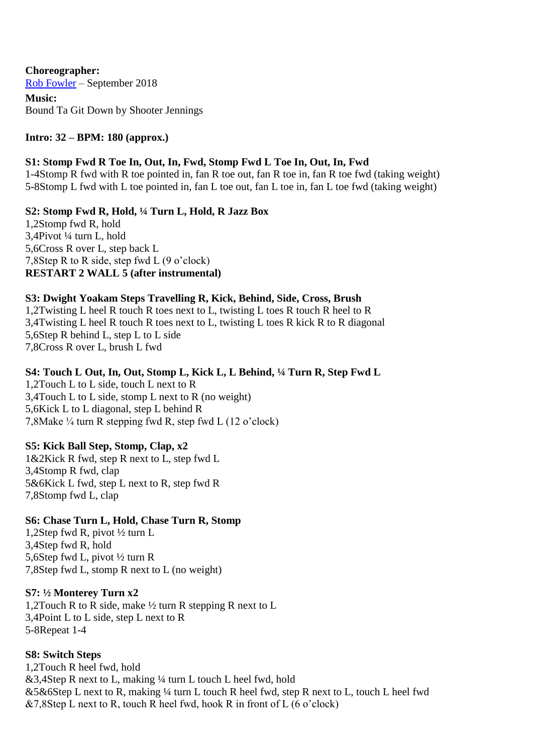**Choreographer:**
Rob Fowler – September 2018

**Music:**
Bound Ta Git Down by Shooter Jennings

**Intro: 32 – BPM: 180 (approx.)**

**S1: Stomp Fwd R Toe In, Out, In, Fwd, Stomp Fwd L Toe In, Out, In, Fwd**
1-4Stomp R fwd with R toe pointed in, fan R toe out, fan R toe in, fan R toe fwd (taking weight)
5-8Stomp L fwd with L toe pointed in, fan L toe out, fan L toe in, fan L toe fwd (taking weight)

**S2: Stomp Fwd R, Hold, ¼ Turn L, Hold, R Jazz Box**
1,2Stomp fwd R, hold
3,4Pivot ¼ turn L, hold
5,6Cross R over L, step back L
7,8Step R to R side, step fwd L (9 o'clock)
**RESTART 2 WALL 5 (after instrumental)**

**S3: Dwight Yoakam Steps Travelling R, Kick, Behind, Side, Cross, Brush**
1,2Twisting L heel R touch R toes next to L, twisting L toes R touch R heel to R
3,4Twisting L heel R touch R toes next to L, twisting L toes R kick R to R diagonal
5,6Step R behind L, step L to L side
7,8Cross R over L, brush L fwd

**S4: Touch L Out, In, Out, Stomp L, Kick L, L Behind, ¼ Turn R, Step Fwd L**
1,2Touch L to L side, touch L next to R
3,4Touch L to L side, stomp L next to R (no weight)
5,6Kick L to L diagonal, step L behind R
7,8Make ¼ turn R stepping fwd R, step fwd L (12 o'clock)

**S5: Kick Ball Step, Stomp, Clap, x2**
1&2Kick R fwd, step R next to L, step fwd L
3,4Stomp R fwd, clap
5&6Kick L fwd, step L next to R, step fwd R
7,8Stomp fwd L, clap

**S6: Chase Turn L, Hold, Chase Turn R, Stomp**
1,2Step fwd R, pivot ½ turn L
3,4Step fwd R, hold
5,6Step fwd L, pivot ½ turn R
7,8Step fwd L, stomp R next to L (no weight)

**S7: ½ Monterey Turn x2**
1,2Touch R to R side, make ½ turn R stepping R next to L
3,4Point L to L side, step L next to R
5-8Repeat 1-4

**S8: Switch Steps**
1,2Touch R heel fwd, hold
&3,4Step R next to L, making ¼ turn L touch L heel fwd, hold
&5&6Step L next to R, making ¼ turn L touch R heel fwd, step R next to L, touch L heel fwd
&7,8Step L next to R, touch R heel fwd, hook R in front of L (6 o'clock)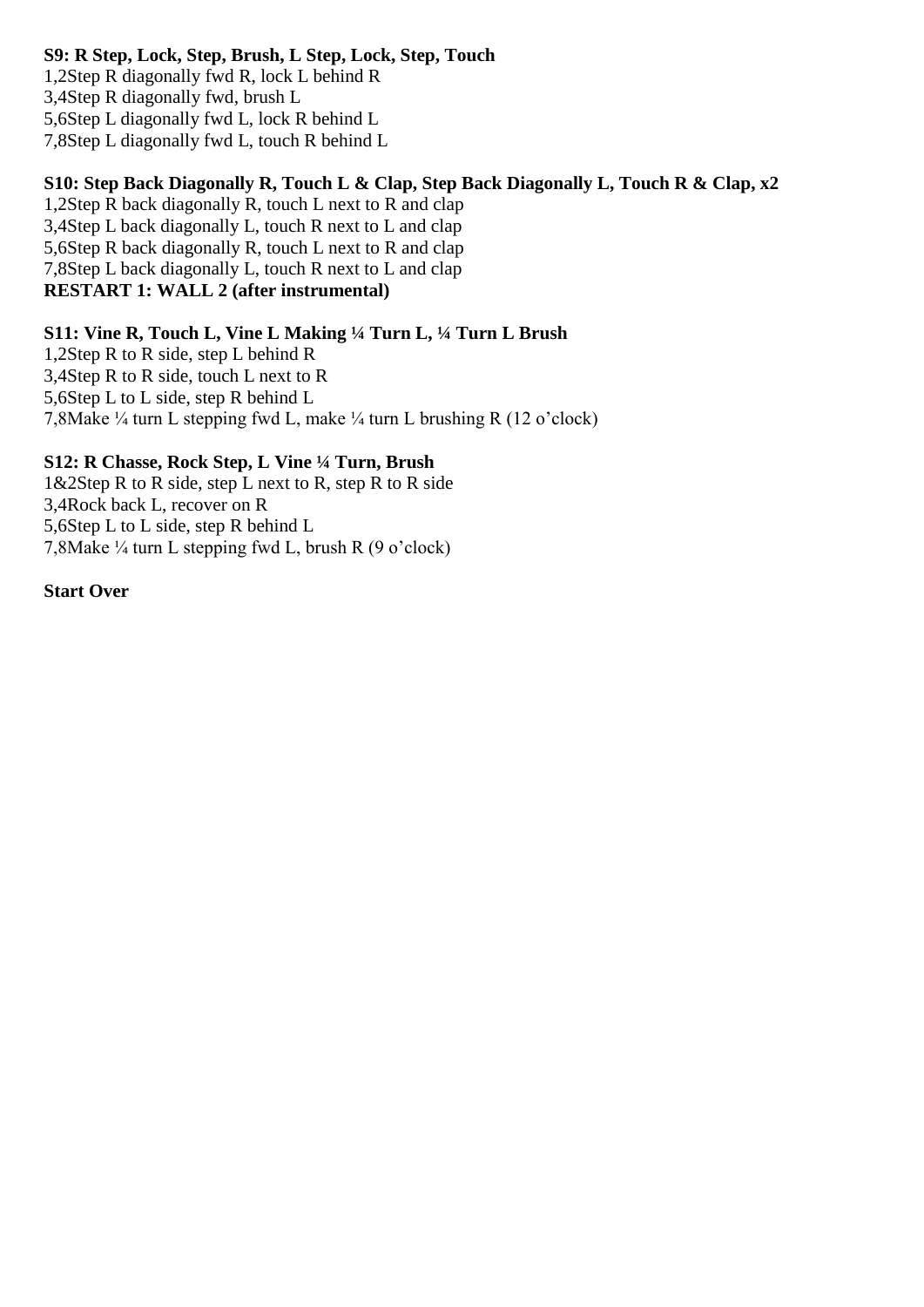**S9: R Step, Lock, Step, Brush, L Step, Lock, Step, Touch**
1,2Step R diagonally fwd R, lock L behind R
3,4Step R diagonally fwd, brush L
5,6Step L diagonally fwd L, lock R behind L
7,8Step L diagonally fwd L, touch R behind L

**S10: Step Back Diagonally R, Touch L & Clap, Step Back Diagonally L, Touch R & Clap, x2**
1,2Step R back diagonally R, touch L next to R and clap
3,4Step L back diagonally L, touch R next to L and clap
5,6Step R back diagonally R, touch L next to R and clap
7,8Step L back diagonally L, touch R next to L and clap
**RESTART 1: WALL 2 (after instrumental)**

**S11: Vine R, Touch L, Vine L Making ¼ Turn L, ¼ Turn L Brush**
1,2Step R to R side, step L behind R
3,4Step R to R side, touch L next to R
5,6Step L to L side, step R behind L
7,8Make ¼ turn L stepping fwd L, make ¼ turn L brushing R (12 o'clock)

**S12: R Chasse, Rock Step, L Vine ¼ Turn, Brush**
1&2Step R to R side, step L next to R, step R to R side
3,4Rock back L, recover on R
5,6Step L to L side, step R behind L
7,8Make ¼ turn L stepping fwd L, brush R (9 o'clock)

**Start Over**